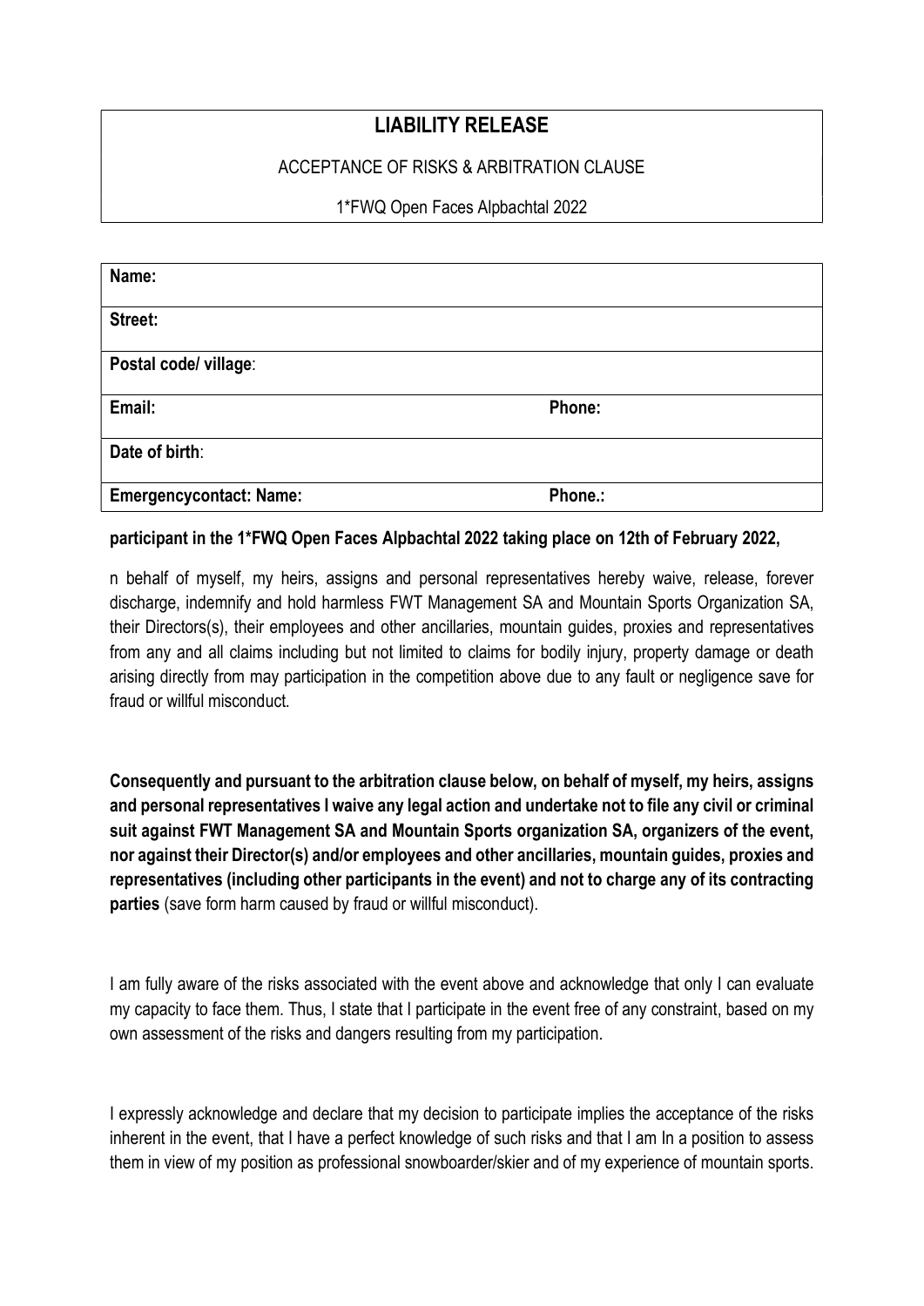# LIABILITY RELEASE

ACCEPTANCE OF RISKS & ARBITRATION CLAUSE

1*FWQ Open Faces Alpbachtal 2022

| Name: | |
|---|---|
| Street: | |
| Postal code/ village: | |
| Email: | Phone: |
| Date of birth: | |
| Emergencycontact: Name: | Phone.: |

**participant in the 1*FWQ Open Faces Alpbachtal 2022 taking place on 12th of February 2022,**

n behalf of myself, my heirs, assigns and personal representatives hereby waive, release, forever discharge, indemnify and hold harmless FWT Management SA and Mountain Sports Organization SA, their Directors(s), their employees and other ancillaries, mountain guides, proxies and representatives from any and all claims including but not limited to claims for bodily injury, property damage or death arising directly from may participation in the competition above due to any fault or negligence save for fraud or willful misconduct.

**Consequently and pursuant to the arbitration clause below, on behalf of myself, my heirs, assigns and personal representatives I waive any legal action and undertake not to file any civil or criminal suit against FWT Management SA and Mountain Sports organization SA, organizers of the event, nor against their Director(s) and/or employees and other ancillaries, mountain guides, proxies and representatives (including other participants in the event) and not to charge any of its contracting parties** (save form harm caused by fraud or willful misconduct).

I am fully aware of the risks associated with the event above and acknowledge that only I can evaluate my capacity to face them. Thus, I state that I participate in the event free of any constraint, based on my own assessment of the risks and dangers resulting from my participation.

I expressly acknowledge and declare that my decision to participate implies the acceptance of the risks inherent in the event, that I have a perfect knowledge of such risks and that I am In a position to assess them in view of my position as professional snowboarder/skier and of my experience of mountain sports.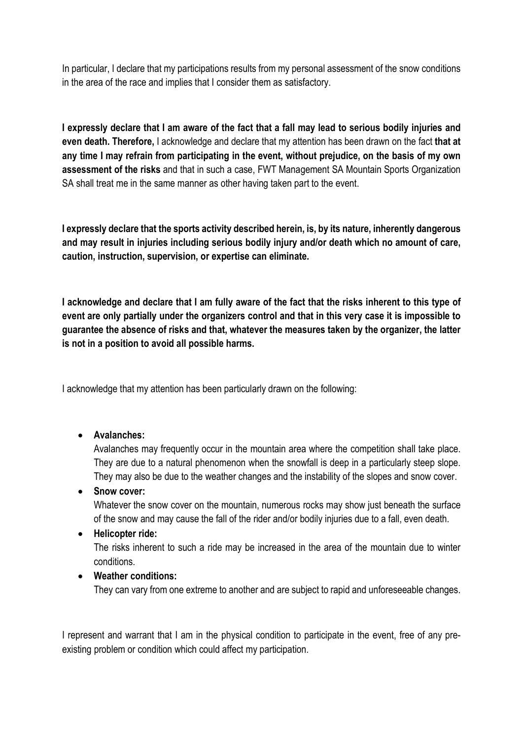In particular, I declare that my participations results from my personal assessment of the snow conditions in the area of the race and implies that I consider them as satisfactory.

**I expressly declare that I am aware of the fact that a fall may lead to serious bodily injuries and even death. Therefore,** I acknowledge and declare that my attention has been drawn on the fact **that at any time I may refrain from participating in the event, without prejudice, on the basis of my own assessment of the risks** and that in such a case, FWT Management SA Mountain Sports Organization SA shall treat me in the same manner as other having taken part to the event.

**I expressly declare that the sports activity described herein, is, by its nature, inherently dangerous and may result in injuries including serious bodily injury and/or death which no amount of care, caution, instruction, supervision, or expertise can eliminate.**

**I acknowledge and declare that I am fully aware of the fact that the risks inherent to this type of event are only partially under the organizers control and that in this very case it is impossible to guarantee the absence of risks and that, whatever the measures taken by the organizer, the latter is not in a position to avoid all possible harms.**

I acknowledge that my attention has been particularly drawn on the following:

- **Avalanches:**
  Avalanches may frequently occur in the mountain area where the competition shall take place. They are due to a natural phenomenon when the snowfall is deep in a particularly steep slope. They may also be due to the weather changes and the instability of the slopes and snow cover.
- **Snow cover:**
  Whatever the snow cover on the mountain, numerous rocks may show just beneath the surface of the snow and may cause the fall of the rider and/or bodily injuries due to a fall, even death.
- **Helicopter ride:**
  The risks inherent to such a ride may be increased in the area of the mountain due to winter conditions.
- **Weather conditions:**
  They can vary from one extreme to another and are subject to rapid and unforeseeable changes.

I represent and warrant that I am in the physical condition to participate in the event, free of any pre-existing problem or condition which could affect my participation.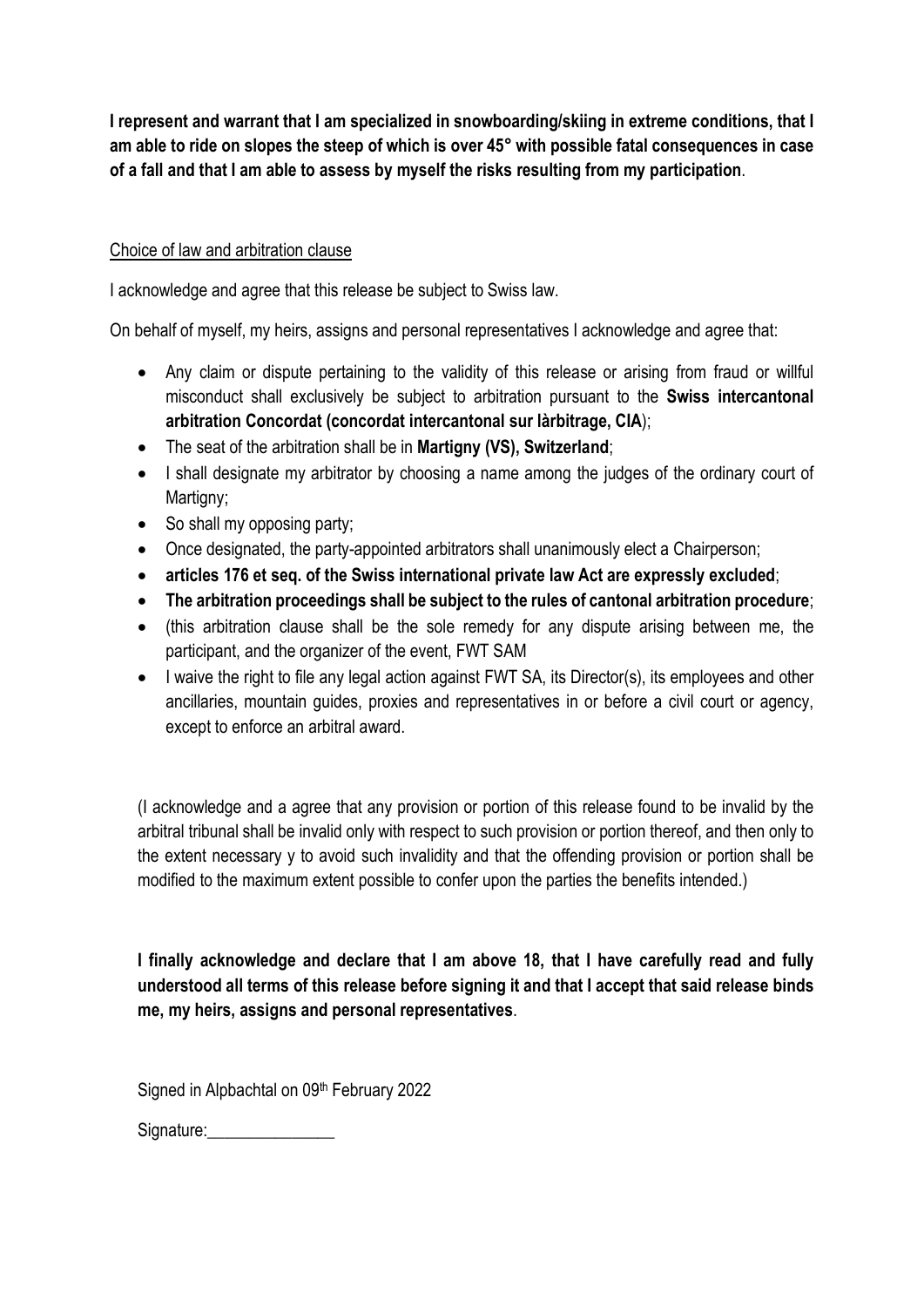**I represent and warrant that I am specialized in snowboarding/skiing in extreme conditions, that I am able to ride on slopes the steep of which is over 45° with possible fatal consequences in case of a fall and that I am able to assess by myself the risks resulting from my participation**.

<u>Choice of law and arbitration clause</u>

I acknowledge and agree that this release be subject to Swiss law.

On behalf of myself, my heirs, assigns and personal representatives I acknowledge and agree that:

- Any claim or dispute pertaining to the validity of this release or arising from fraud or willful misconduct shall exclusively be subject to arbitration pursuant to the **Swiss intercantonal arbitration Concordat (concordat intercantonal sur làrbitrage, CIA**);
- The seat of the arbitration shall be in **Martigny (VS), Switzerland**;
- I shall designate my arbitrator by choosing a name among the judges of the ordinary court of Martigny;
- So shall my opposing party;
- Once designated, the party-appointed arbitrators shall unanimously elect a Chairperson;
- **articles 176 et seq. of the Swiss international private law Act are expressly excluded**;
- **The arbitration proceedings shall be subject to the rules of cantonal arbitration procedure**;
- (this arbitration clause shall be the sole remedy for any dispute arising between me, the participant, and the organizer of the event, FWT SAM
- I waive the right to file any legal action against FWT SA, its Director(s), its employees and other ancillaries, mountain guides, proxies and representatives in or before a civil court or agency, except to enforce an arbitral award.

(I acknowledge and a agree that any provision or portion of this release found to be invalid by the arbitral tribunal shall be invalid only with respect to such provision or portion thereof, and then only to the extent necessary y to avoid such invalidity and that the offending provision or portion shall be modified to the maximum extent possible to confer upon the parties the benefits intended.)

**I finally acknowledge and declare that I am above 18, that I have carefully read and fully understood all terms of this release before signing it and that I accept that said release binds me, my heirs, assigns and personal representatives**.

Signed in Alpbachtal on 09th February 2022

Signature:_______________